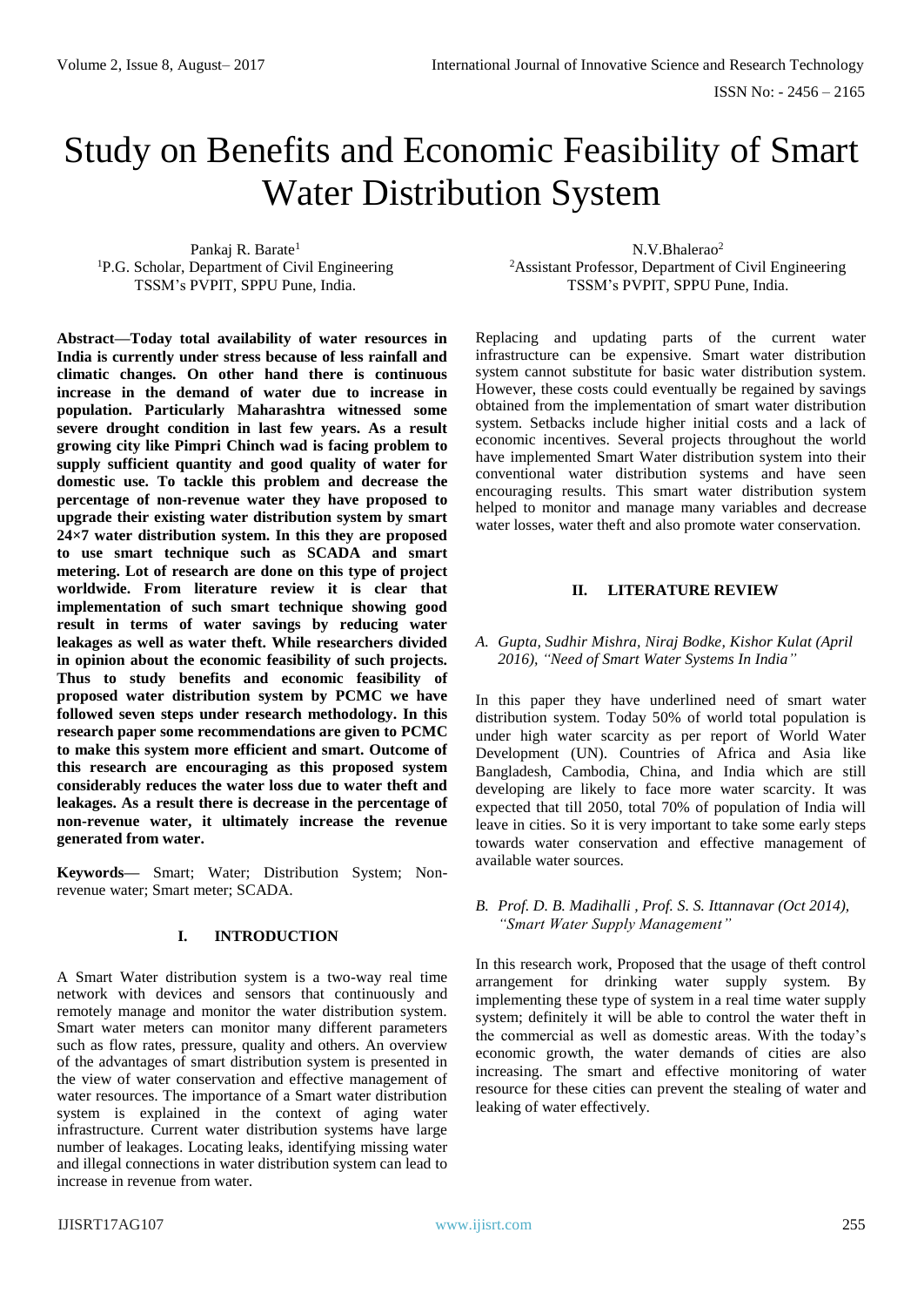# Study on Benefits and Economic Feasibility of Smart Water Distribution System

Pankaj R. Barate[1]
[1]P.G. Scholar, Department of Civil Engineering
TSSM's PVPIT, SPPU Pune, India.

N.V.Bhalerao[2]
[2]Assistant Professor, Department of Civil Engineering
TSSM's PVPIT, SPPU Pune, India.

**Abstract—Today total availability of water resources in India is currently under stress because of less rainfall and climatic changes. On other hand there is continuous increase in the demand of water due to increase in population. Particularly Maharashtra witnessed some severe drought condition in last few years. As a result growing city like Pimpri Chinch wad is facing problem to supply sufficient quantity and good quality of water for domestic use. To tackle this problem and decrease the percentage of non-revenue water they have proposed to upgrade their existing water distribution system by smart 24×7 water distribution system. In this they are proposed to use smart technique such as SCADA and smart metering. Lot of research are done on this type of project worldwide. From literature review it is clear that implementation of such smart technique showing good result in terms of water savings by reducing water leakages as well as water theft. While researchers divided in opinion about the economic feasibility of such projects. Thus to study benefits and economic feasibility of proposed water distribution system by PCMC we have followed seven steps under research methodology. In this research paper some recommendations are given to PCMC to make this system more efficient and smart. Outcome of this research are encouraging as this proposed system considerably reduces the water loss due to water theft and leakages. As a result there is decrease in the percentage of non-revenue water, it ultimately increase the revenue generated from water.**

**Keywords—** Smart; Water; Distribution System; Non-revenue water; Smart meter; SCADA.

## I. INTRODUCTION

A Smart Water distribution system is a two-way real time network with devices and sensors that continuously and remotely manage and monitor the water distribution system. Smart water meters can monitor many different parameters such as flow rates, pressure, quality and others. An overview of the advantages of smart distribution system is presented in the view of water conservation and effective management of water resources. The importance of a Smart water distribution system is explained in the context of aging water infrastructure. Current water distribution systems have large number of leakages. Locating leaks, identifying missing water and illegal connections in water distribution system can lead to increase in revenue from water.

Replacing and updating parts of the current water infrastructure can be expensive. Smart water distribution system cannot substitute for basic water distribution system. However, these costs could eventually be regained by savings obtained from the implementation of smart water distribution system. Setbacks include higher initial costs and a lack of economic incentives. Several projects throughout the world have implemented Smart Water distribution system into their conventional water distribution systems and have seen encouraging results. This smart water distribution system helped to monitor and manage many variables and decrease water losses, water theft and also promote water conservation.

## II. LITERATURE REVIEW

### *A. Gupta, Sudhir Mishra, Niraj Bodke, Kishor Kulat (April 2016), "Need of Smart Water Systems In India"*

In this paper they have underlined need of smart water distribution system. Today 50% of world total population is under high water scarcity as per report of World Water Development (UN). Countries of Africa and Asia like Bangladesh, Cambodia, China, and India which are still developing are likely to face more water scarcity. It was expected that till 2050, total 70% of population of India will leave in cities. So it is very important to take some early steps towards water conservation and effective management of available water sources.

### *B. Prof. D. B. Madihalli , Prof. S. S. Ittannavar (Oct 2014), "Smart Water Supply Management"*

In this research work, Proposed that the usage of theft control arrangement for drinking water supply system. By implementing these type of system in a real time water supply system; definitely it will be able to control the water theft in the commercial as well as domestic areas. With the today's economic growth, the water demands of cities are also increasing. The smart and effective monitoring of water resource for these cities can prevent the stealing of water and leaking of water effectively.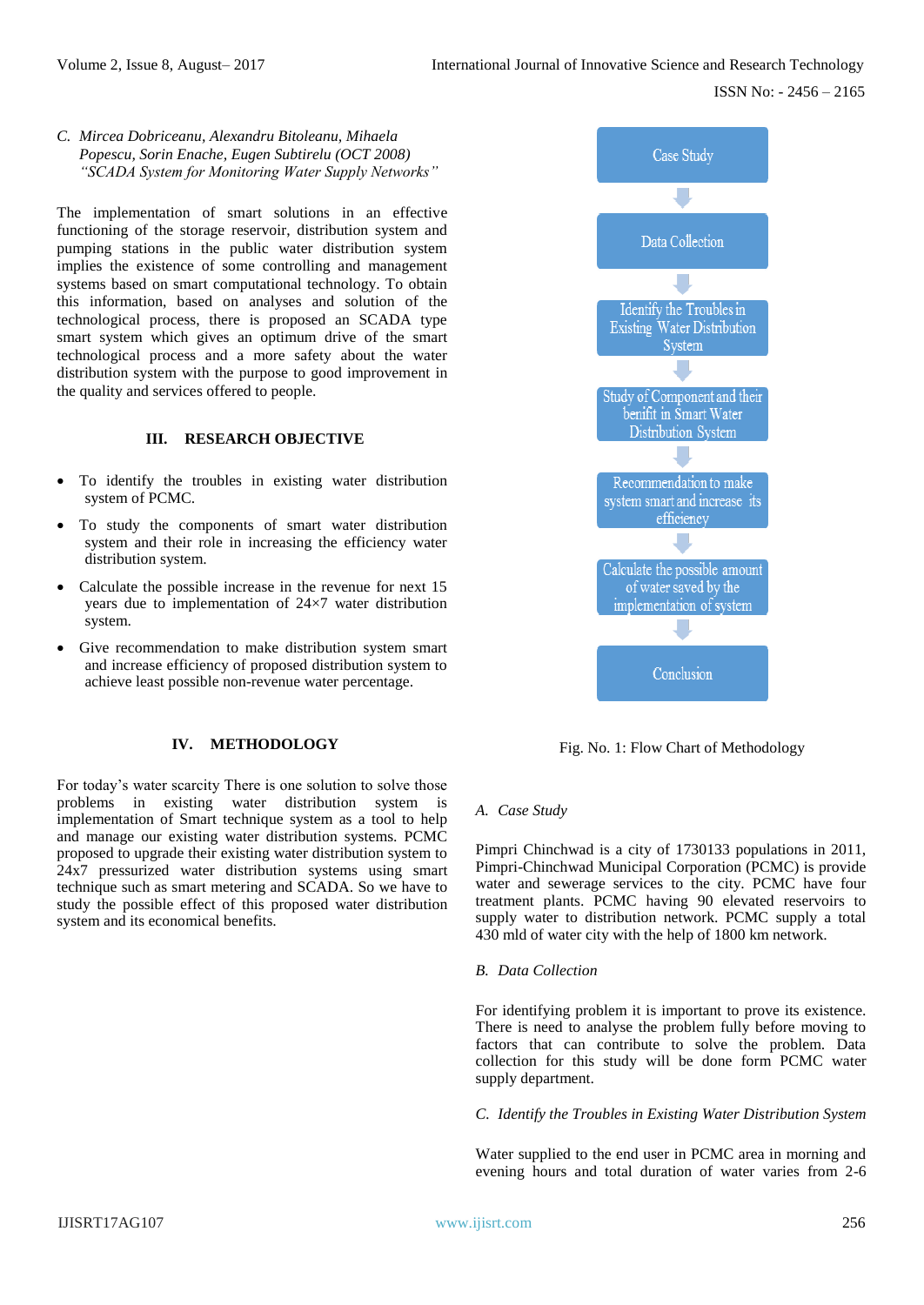*C. Mircea Dobriceanu, Alexandru Bitoleanu, Mihaela Popescu, Sorin Enache, Eugen Subtirelu (OCT 2008) "SCADA System for Monitoring Water Supply Networks"*

The implementation of smart solutions in an effective functioning of the storage reservoir, distribution system and pumping stations in the public water distribution system implies the existence of some controlling and management systems based on smart computational technology. To obtain this information, based on analyses and solution of the technological process, there is proposed an SCADA type smart system which gives an optimum drive of the smart technological process and a more safety about the water distribution system with the purpose to good improvement in the quality and services offered to people.

## III. RESEARCH OBJECTIVE

- To identify the troubles in existing water distribution system of PCMC.
- To study the components of smart water distribution system and their role in increasing the efficiency water distribution system.
- Calculate the possible increase in the revenue for next 15 years due to implementation of 24×7 water distribution system.
- Give recommendation to make distribution system smart and increase efficiency of proposed distribution system to achieve least possible non-revenue water percentage.

## IV. METHODOLOGY

For today's water scarcity There is one solution to solve those problems in existing water distribution system is implementation of Smart technique system as a tool to help and manage our existing water distribution systems. PCMC proposed to upgrade their existing water distribution system to 24x7 pressurized water distribution systems using smart technique such as smart metering and SCADA. So we have to study the possible effect of this proposed water distribution system and its economical benefits.

Case Study → Data Collection → Identify the Troubles in Existing Water Distribution System → Study of Component and their benifit in Smart Water Distribution System → Recommendation to make system smart and increase its efficiency → Calculate the possible amount of water saved by the implementation of system → Conclusion

Fig. No. 1: Flow Chart of Methodology

### *A. Case Study*

Pimpri Chinchwad is a city of 1730133 populations in 2011, Pimpri-Chinchwad Municipal Corporation (PCMC) is provide water and sewerage services to the city. PCMC have four treatment plants. PCMC having 90 elevated reservoirs to supply water to distribution network. PCMC supply a total 430 mld of water city with the help of 1800 km network.

### *B. Data Collection*

For identifying problem it is important to prove its existence. There is need to analyse the problem fully before moving to factors that can contribute to solve the problem. Data collection for this study will be done form PCMC water supply department.

### *C. Identify the Troubles in Existing Water Distribution System*

Water supplied to the end user in PCMC area in morning and evening hours and total duration of water varies from 2-6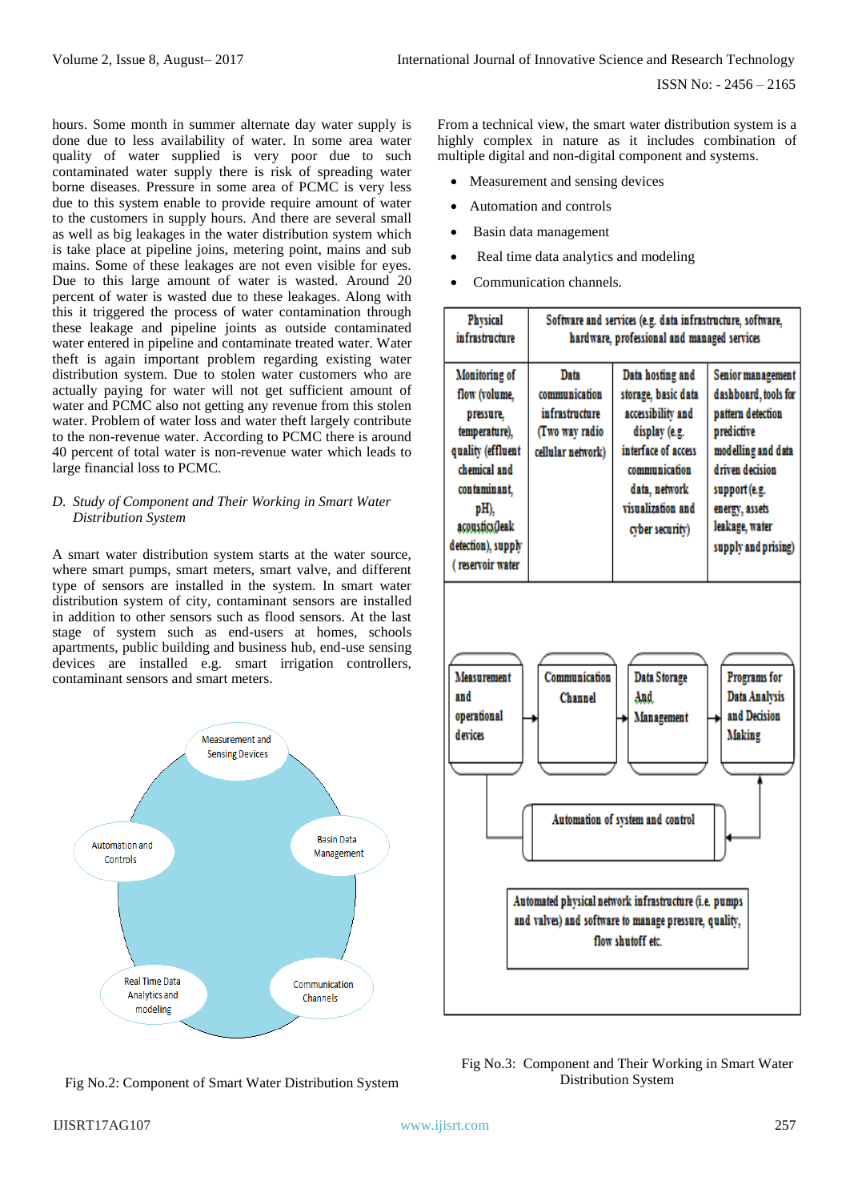hours. Some month in summer alternate day water supply is done due to less availability of water. In some area water quality of water supplied is very poor due to such contaminated water supply there is risk of spreading water borne diseases. Pressure in some area of PCMC is very less due to this system enable to provide require amount of water to the customers in supply hours. And there are several small as well as big leakages in the water distribution system which is take place at pipeline joins, metering point, mains and sub mains. Some of these leakages are not even visible for eyes. Due to this large amount of water is wasted. Around 20 percent of water is wasted due to these leakages. Along with this it triggered the process of water contamination through these leakage and pipeline joints as outside contaminated water entered in pipeline and contaminate treated water. Water theft is again important problem regarding existing water distribution system. Due to stolen water customers who are actually paying for water will not get sufficient amount of water and PCMC also not getting any revenue from this stolen water. Problem of water loss and water theft largely contribute to the non-revenue water. According to PCMC there is around 40 percent of total water is non-revenue water which leads to large financial loss to PCMC.

*D. Study of Component and Their Working in Smart Water Distribution System*

A smart water distribution system starts at the water source, where smart pumps, smart meters, smart valve, and different type of sensors are installed in the system. In smart water distribution system of city, contaminant sensors are installed in addition to other sensors such as flood sensors. At the last stage of system such as end-users at homes, schools apartments, public building and business hub, end-use sensing devices are installed e.g. smart irrigation controllers, contaminant sensors and smart meters.

Measurement and Sensing Devices

Automation and Controls

Basin Data Management

Real Time Data Analytics and modeling

Communication Channels

Fig No.2: Component of Smart Water Distribution System

From a technical view, the smart water distribution system is a highly complex in nature as it includes combination of multiple digital and non-digital component and systems.

- Measurement and sensing devices
- Automation and controls
- Basin data management
- Real time data analytics and modeling
- Communication channels.

| Physical infrastructure | Software and services (e.g. data infrastructure, software, hardware, professional and managed services | | |
|---|---|---|---|
| Monitoring of flow (volume, pressure, temperature), quality (effluent chemical and contaminant, pH), acoustics(leak detection), supply ( reservoir water | Data communication infrastructure (Two way radio cellular network) | Data hosting and storage, basic data accessibility and display (e.g. interface of access communication data, network visualization and cyber security) | Senior management dashboard, tools for pattern detection predictive modelling and data driven decision support (e.g. energy, assets leakage, water supply and prising) |

Measurement and operational devices → Communication Channel → Data Storage And Management → Programs for Data Analysis and Decision Making

Automation of system and control

Automated physical network infrastructure (i.e. pumps and valves) and software to manage pressure, quality, flow shutoff etc.

Fig No.3: Component and Their Working in Smart Water Distribution System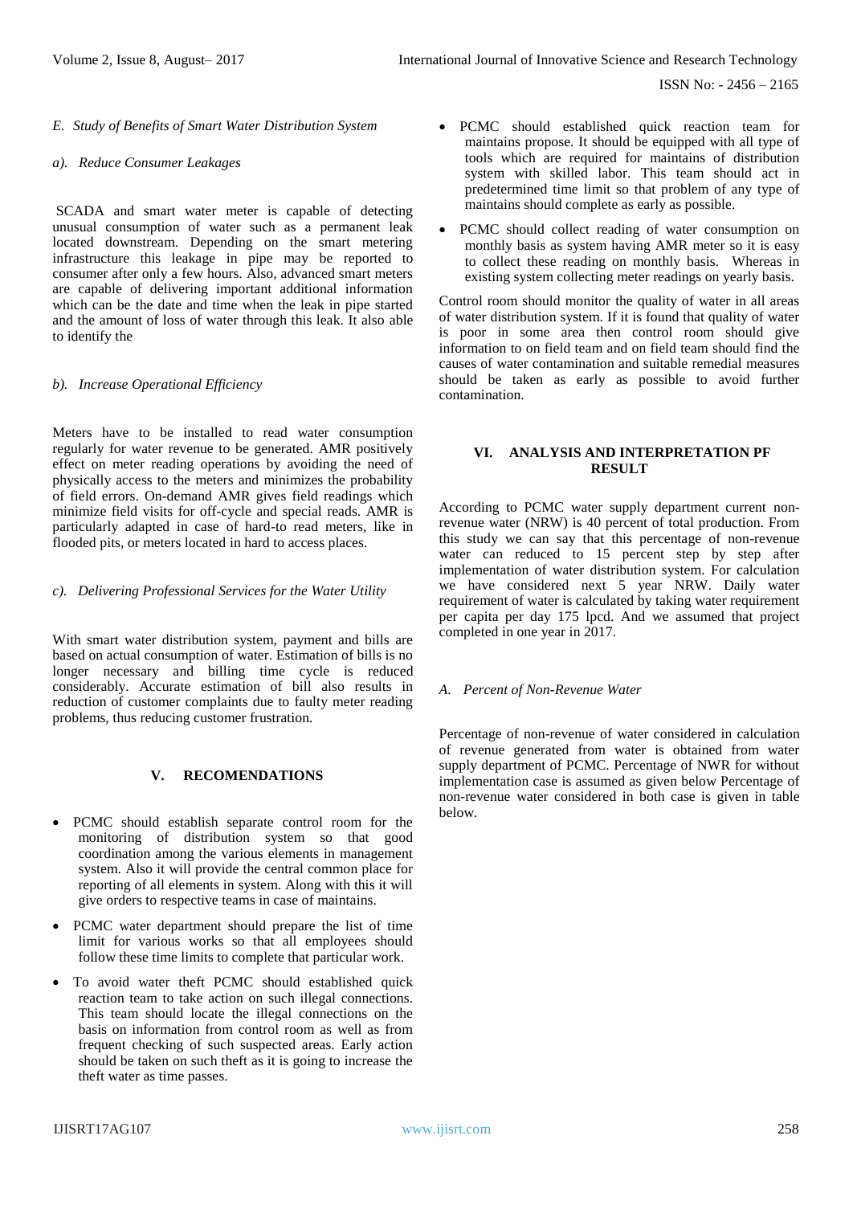### E. Study of Benefits of Smart Water Distribution System

#### a). Reduce Consumer Leakages

SCADA and smart water meter is capable of detecting unusual consumption of water such as a permanent leak located downstream. Depending on the smart metering infrastructure this leakage in pipe may be reported to consumer after only a few hours. Also, advanced smart meters are capable of delivering important additional information which can be the date and time when the leak in pipe started and the amount of loss of water through this leak. It also able to identify the

#### b). Increase Operational Efficiency

Meters have to be installed to read water consumption regularly for water revenue to be generated. AMR positively effect on meter reading operations by avoiding the need of physically access to the meters and minimizes the probability of field errors. On-demand AMR gives field readings which minimize field visits for off-cycle and special reads. AMR is particularly adapted in case of hard-to read meters, like in flooded pits, or meters located in hard to access places.

#### c). Delivering Professional Services for the Water Utility

With smart water distribution system, payment and bills are based on actual consumption of water. Estimation of bills is no longer necessary and billing time cycle is reduced considerably. Accurate estimation of bill also results in reduction of customer complaints due to faulty meter reading problems, thus reducing customer frustration.

## V. RECOMENDATIONS

- PCMC should establish separate control room for the monitoring of distribution system so that good coordination among the various elements in management system. Also it will provide the central common place for reporting of all elements in system. Along with this it will give orders to respective teams in case of maintains.
- PCMC water department should prepare the list of time limit for various works so that all employees should follow these time limits to complete that particular work.
- To avoid water theft PCMC should established quick reaction team to take action on such illegal connections. This team should locate the illegal connections on the basis on information from control room as well as from frequent checking of such suspected areas. Early action should be taken on such theft as it is going to increase the theft water as time passes.
- PCMC should established quick reaction team for maintains propose. It should be equipped with all type of tools which are required for maintains of distribution system with skilled labor. This team should act in predetermined time limit so that problem of any type of maintains should complete as early as possible.
- PCMC should collect reading of water consumption on monthly basis as system having AMR meter so it is easy to collect these reading on monthly basis. Whereas in existing system collecting meter readings on yearly basis.

Control room should monitor the quality of water in all areas of water distribution system. If it is found that quality of water is poor in some area then control room should give information to on field team and on field team should find the causes of water contamination and suitable remedial measures should be taken as early as possible to avoid further contamination.

## VI. ANALYSIS AND INTERPRETATION PF RESULT

According to PCMC water supply department current non-revenue water (NRW) is 40 percent of total production. From this study we can say that this percentage of non-revenue water can reduced to 15 percent step by step after implementation of water distribution system. For calculation we have considered next 5 year NRW. Daily water requirement of water is calculated by taking water requirement per capita per day 175 lpcd. And we assumed that project completed in one year in 2017.

### A. Percent of Non-Revenue Water

Percentage of non-revenue of water considered in calculation of revenue generated from water is obtained from water supply department of PCMC. Percentage of NWR for without implementation case is assumed as given below Percentage of non-revenue water considered in both case is given in table below.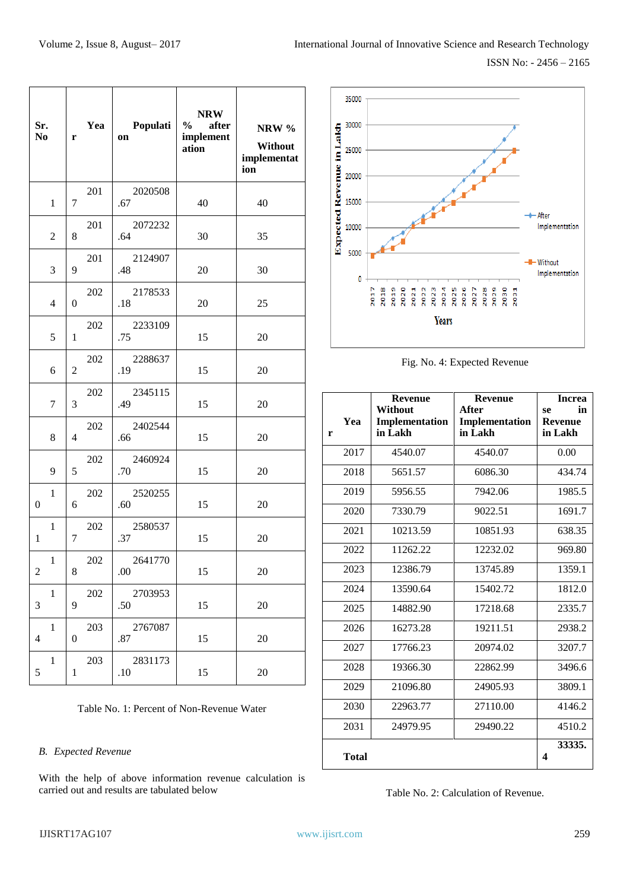| Sr. No | Year | Population | NRW % after implementation | NRW % Without implementation |
|---|---|---|---|---|
| 1 | 2017 | 2020508.67 | 40 | 40 |
| 2 | 2018 | 2072232.64 | 30 | 35 |
| 3 | 2019 | 2124907.48 | 20 | 30 |
| 4 | 2020 | 2178533.18 | 20 | 25 |
| 5 | 2021 | 2233109.75 | 15 | 20 |
| 6 | 2022 | 2288637.19 | 15 | 20 |
| 7 | 2023 | 2345115.49 | 15 | 20 |
| 8 | 2024 | 2402544.66 | 15 | 20 |
| 9 | 2025 | 2460924.70 | 15 | 20 |
| 10 | 2026 | 2520255.60 | 15 | 20 |
| 11 | 2027 | 2580537.37 | 15 | 20 |
| 12 | 2028 | 2641770.00 | 15 | 20 |
| 13 | 2029 | 2703953.50 | 15 | 20 |
| 14 | 2030 | 2767087.87 | 15 | 20 |
| 15 | 2031 | 2831173.10 | 15 | 20 |

Table No. 1: Percent of Non-Revenue Water

### B. *Expected Revenue*

With the help of above information revenue calculation is carried out and results are tabulated below

Fig. No. 4: Expected Revenue

| Year | Revenue Without Implementation in Lakh | Revenue After Implementation in Lakh | Increase in Revenue in Lakh |
|---|---|---|---|
| 2017 | 4540.07 | 4540.07 | 0.00 |
| 2018 | 5651.57 | 6086.30 | 434.74 |
| 2019 | 5956.55 | 7942.06 | 1985.5 |
| 2020 | 7330.79 | 9022.51 | 1691.7 |
| 2021 | 10213.59 | 10851.93 | 638.35 |
| 2022 | 11262.22 | 12232.02 | 969.80 |
| 2023 | 12386.79 | 13745.89 | 1359.1 |
| 2024 | 13590.64 | 15402.72 | 1812.0 |
| 2025 | 14882.90 | 17218.68 | 2335.7 |
| 2026 | 16273.28 | 19211.51 | 2938.2 |
| 2027 | 17766.23 | 20974.02 | 3207.7 |
| 2028 | 19366.30 | 22862.99 | 3496.6 |
| 2029 | 21096.80 | 24905.93 | 3809.1 |
| 2030 | 22963.77 | 27110.00 | 4146.2 |
| 2031 | 24979.95 | 29490.22 | 4510.2 |
| **Total** | | | **33335.4** |

Table No. 2: Calculation of Revenue.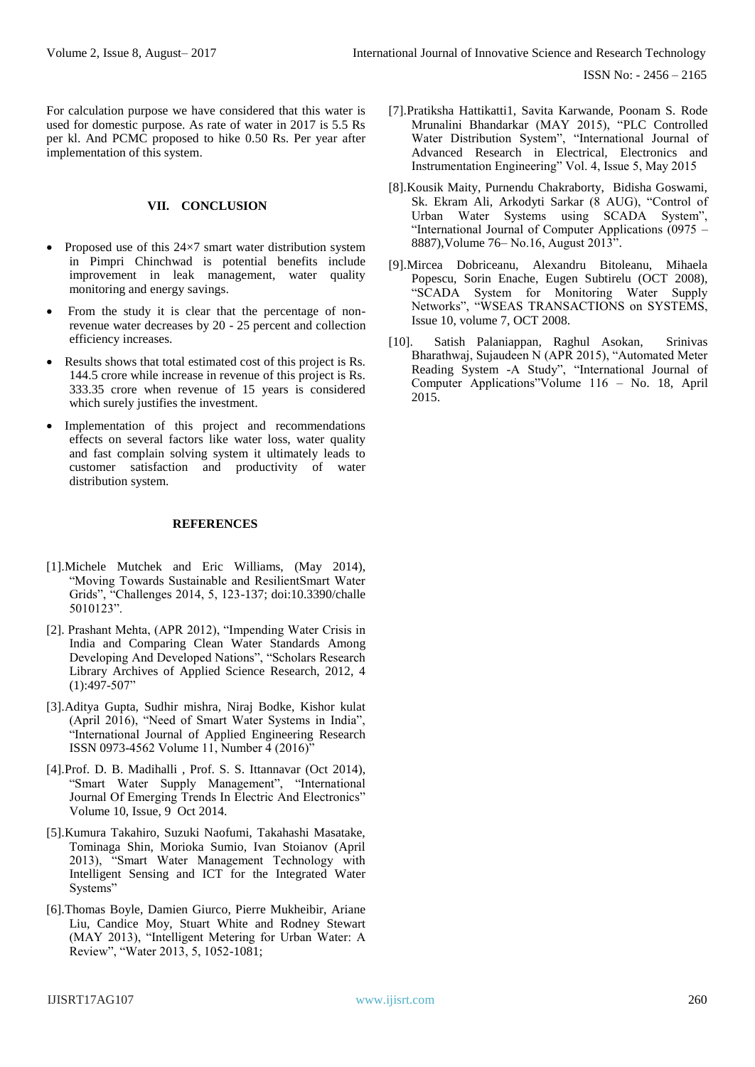For calculation purpose we have considered that this water is used for domestic purpose. As rate of water in 2017 is 5.5 Rs per kl. And PCMC proposed to hike 0.50 Rs. Per year after implementation of this system.

## VII. CONCLUSION

- Proposed use of this 24×7 smart water distribution system in Pimpri Chinchwad is potential benefits include improvement in leak management, water quality monitoring and energy savings.
- From the study it is clear that the percentage of non-revenue water decreases by 20 - 25 percent and collection efficiency increases.
- Results shows that total estimated cost of this project is Rs. 144.5 crore while increase in revenue of this project is Rs. 333.35 crore when revenue of 15 years is considered which surely justifies the investment.
- Implementation of this project and recommendations effects on several factors like water loss, water quality and fast complain solving system it ultimately leads to customer satisfaction and productivity of water distribution system.

## REFERENCES

[1].Michele Mutchek and Eric Williams, (May 2014), "Moving Towards Sustainable and ResilientSmart Water Grids", "Challenges 2014, 5, 123-137; doi:10.3390/challe 5010123".

[2]. Prashant Mehta, (APR 2012), "Impending Water Crisis in India and Comparing Clean Water Standards Among Developing And Developed Nations", "Scholars Research Library Archives of Applied Science Research, 2012, 4 (1):497-507"

[3].Aditya Gupta, Sudhir mishra, Niraj Bodke, Kishor kulat (April 2016), "Need of Smart Water Systems in India", "International Journal of Applied Engineering Research ISSN 0973-4562 Volume 11, Number 4 (2016)"

[4].Prof. D. B. Madihalli , Prof. S. S. Ittannavar (Oct 2014), "Smart Water Supply Management", "International Journal Of Emerging Trends In Electric And Electronics" Volume 10, Issue, 9 Oct 2014.

[5].Kumura Takahiro, Suzuki Naofumi, Takahashi Masatake, Tominaga Shin, Morioka Sumio, Ivan Stoianov (April 2013), "Smart Water Management Technology with Intelligent Sensing and ICT for the Integrated Water Systems"

[6].Thomas Boyle, Damien Giurco, Pierre Mukheibir, Ariane Liu, Candice Moy, Stuart White and Rodney Stewart (MAY 2013), "Intelligent Metering for Urban Water: A Review", "Water 2013, 5, 1052-1081;

[7].Pratiksha Hattikatti1, Savita Karwande, Poonam S. Rode Mrunalini Bhandarkar (MAY 2015), "PLC Controlled Water Distribution System", "International Journal of Advanced Research in Electrical, Electronics and Instrumentation Engineering" Vol. 4, Issue 5, May 2015

[8].Kousik Maity, Purnendu Chakraborty, Bidisha Goswami, Sk. Ekram Ali, Arkodyti Sarkar (8 AUG), "Control of Urban Water Systems using SCADA System", "International Journal of Computer Applications (0975 – 8887),Volume 76– No.16, August 2013".

[9].Mircea Dobriceanu, Alexandru Bitoleanu, Mihaela Popescu, Sorin Enache, Eugen Subtirelu (OCT 2008), "SCADA System for Monitoring Water Supply Networks", "WSEAS TRANSACTIONS on SYSTEMS, Issue 10, volume 7, OCT 2008.

[10]. Satish Palaniappan, Raghul Asokan, Srinivas Bharathwaj, Sujaudeen N (APR 2015), "Automated Meter Reading System -A Study", "International Journal of Computer Applications"Volume 116 – No. 18, April 2015.